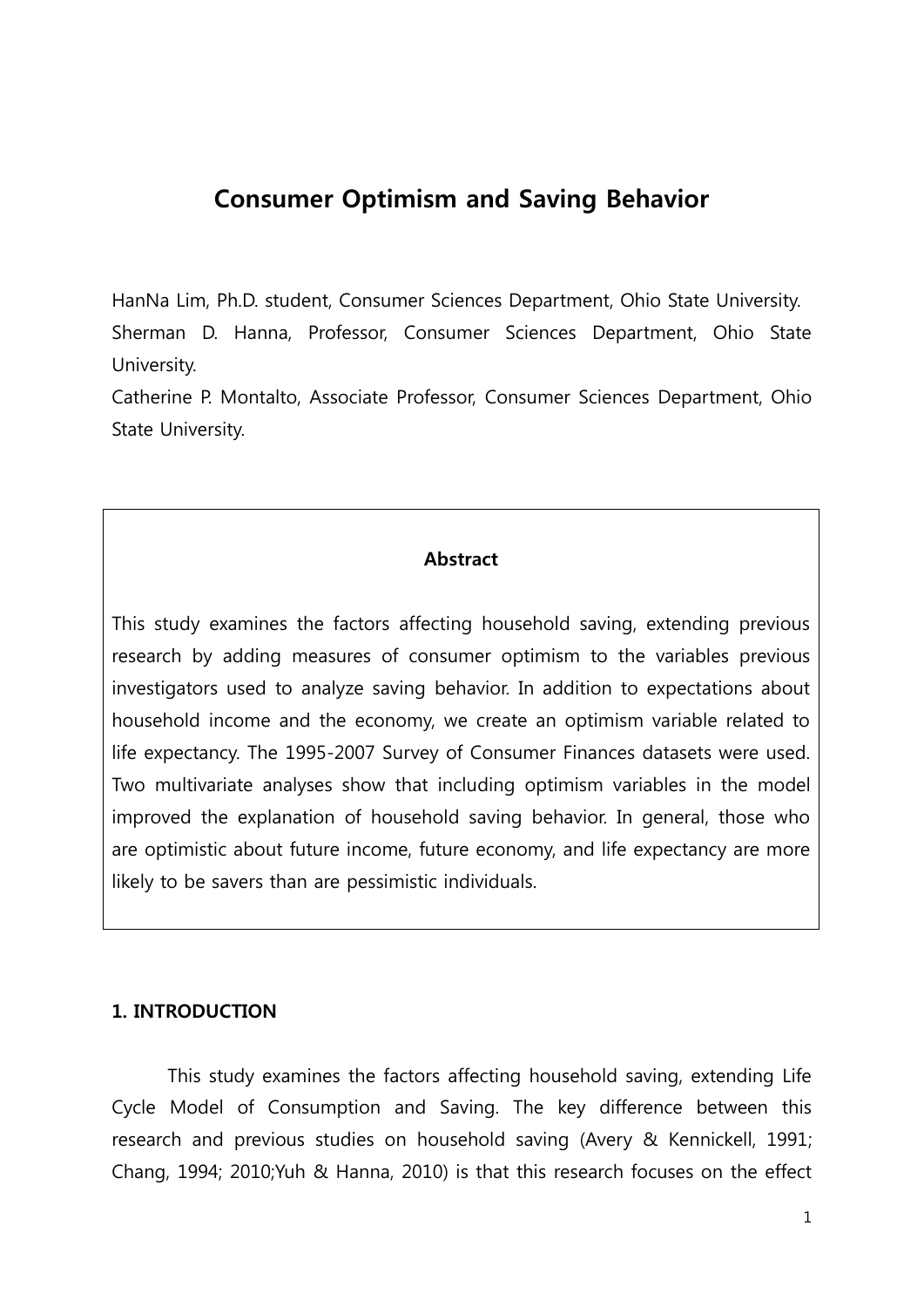# Consumer Optimism and Saving Behavior

HanNa Lim, Ph.D. student, Consumer Sciences Department, Ohio State University.
Sherman D. Hanna, Professor, Consumer Sciences Department, Ohio State University.
Catherine P. Montalto, Associate Professor, Consumer Sciences Department, Ohio State University.

**Abstract**

This study examines the factors affecting household saving, extending previous research by adding measures of consumer optimism to the variables previous investigators used to analyze saving behavior. In addition to expectations about household income and the economy, we create an optimism variable related to life expectancy. The 1995-2007 Survey of Consumer Finances datasets were used. Two multivariate analyses show that including optimism variables in the model improved the explanation of household saving behavior. In general, those who are optimistic about future income, future economy, and life expectancy are more likely to be savers than are pessimistic individuals.

## 1. INTRODUCTION

This study examines the factors affecting household saving, extending Life Cycle Model of Consumption and Saving. The key difference between this research and previous studies on household saving (Avery & Kennickell, 1991; Chang, 1994; 2010;Yuh & Hanna, 2010) is that this research focuses on the effect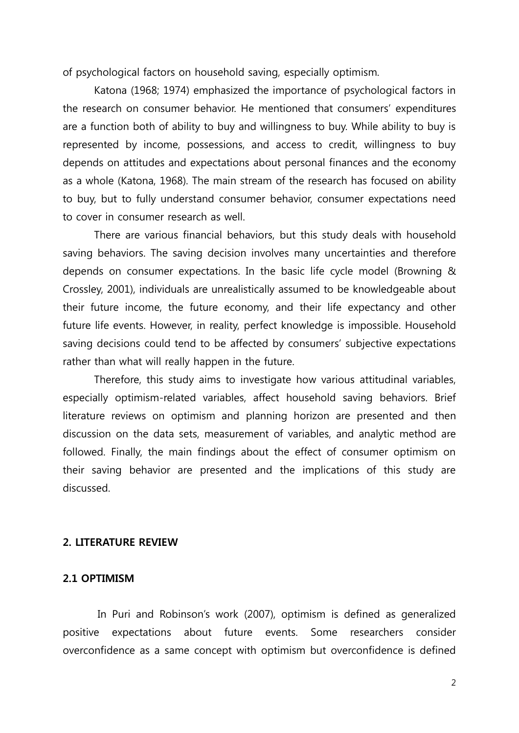of psychological factors on household saving, especially optimism.

Katona (1968; 1974) emphasized the importance of psychological factors in the research on consumer behavior. He mentioned that consumers' expenditures are a function both of ability to buy and willingness to buy. While ability to buy is represented by income, possessions, and access to credit, willingness to buy depends on attitudes and expectations about personal finances and the economy as a whole (Katona, 1968). The main stream of the research has focused on ability to buy, but to fully understand consumer behavior, consumer expectations need to cover in consumer research as well.

There are various financial behaviors, but this study deals with household saving behaviors. The saving decision involves many uncertainties and therefore depends on consumer expectations. In the basic life cycle model (Browning & Crossley, 2001), individuals are unrealistically assumed to be knowledgeable about their future income, the future economy, and their life expectancy and other future life events. However, in reality, perfect knowledge is impossible. Household saving decisions could tend to be affected by consumers' subjective expectations rather than what will really happen in the future.

Therefore, this study aims to investigate how various attitudinal variables, especially optimism-related variables, affect household saving behaviors. Brief literature reviews on optimism and planning horizon are presented and then discussion on the data sets, measurement of variables, and analytic method are followed. Finally, the main findings about the effect of consumer optimism on their saving behavior are presented and the implications of this study are discussed.

## 2. LITERATURE REVIEW

### 2.1 OPTIMISM

In Puri and Robinson's work (2007), optimism is defined as generalized positive expectations about future events. Some researchers consider overconfidence as a same concept with optimism but overconfidence is defined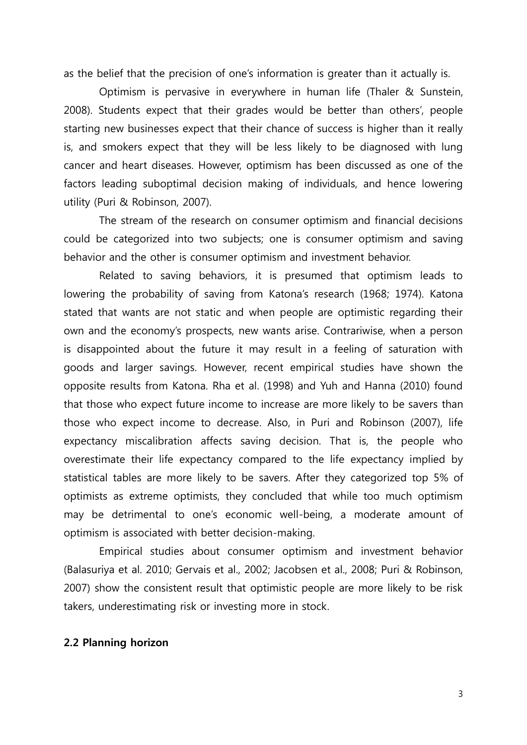as the belief that the precision of one's information is greater than it actually is.

Optimism is pervasive in everywhere in human life (Thaler & Sunstein, 2008). Students expect that their grades would be better than others', people starting new businesses expect that their chance of success is higher than it really is, and smokers expect that they will be less likely to be diagnosed with lung cancer and heart diseases. However, optimism has been discussed as one of the factors leading suboptimal decision making of individuals, and hence lowering utility (Puri & Robinson, 2007).

The stream of the research on consumer optimism and financial decisions could be categorized into two subjects; one is consumer optimism and saving behavior and the other is consumer optimism and investment behavior.

Related to saving behaviors, it is presumed that optimism leads to lowering the probability of saving from Katona's research (1968; 1974). Katona stated that wants are not static and when people are optimistic regarding their own and the economy's prospects, new wants arise. Contrariwise, when a person is disappointed about the future it may result in a feeling of saturation with goods and larger savings. However, recent empirical studies have shown the opposite results from Katona. Rha et al. (1998) and Yuh and Hanna (2010) found that those who expect future income to increase are more likely to be savers than those who expect income to decrease. Also, in Puri and Robinson (2007), life expectancy miscalibration affects saving decision. That is, the people who overestimate their life expectancy compared to the life expectancy implied by statistical tables are more likely to be savers. After they categorized top 5% of optimists as extreme optimists, they concluded that while too much optimism may be detrimental to one's economic well-being, a moderate amount of optimism is associated with better decision-making.

Empirical studies about consumer optimism and investment behavior (Balasuriya et al. 2010; Gervais et al., 2002; Jacobsen et al., 2008; Puri & Robinson, 2007) show the consistent result that optimistic people are more likely to be risk takers, underestimating risk or investing more in stock.

### 2.2 Planning horizon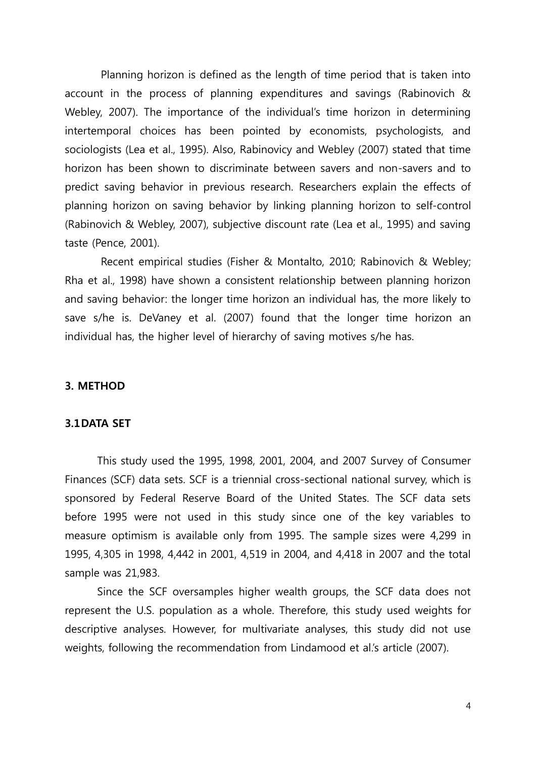Planning horizon is defined as the length of time period that is taken into account in the process of planning expenditures and savings (Rabinovich & Webley, 2007). The importance of the individual's time horizon in determining intertemporal choices has been pointed by economists, psychologists, and sociologists (Lea et al., 1995). Also, Rabinovicy and Webley (2007) stated that time horizon has been shown to discriminate between savers and non-savers and to predict saving behavior in previous research. Researchers explain the effects of planning horizon on saving behavior by linking planning horizon to self-control (Rabinovich & Webley, 2007), subjective discount rate (Lea et al., 1995) and saving taste (Pence, 2001).

Recent empirical studies (Fisher & Montalto, 2010; Rabinovich & Webley; Rha et al., 1998) have shown a consistent relationship between planning horizon and saving behavior: the longer time horizon an individual has, the more likely to save s/he is. DeVaney et al. (2007) found that the longer time horizon an individual has, the higher level of hierarchy of saving motives s/he has.

## 3. METHOD

### 3.1 DATA SET

This study used the 1995, 1998, 2001, 2004, and 2007 Survey of Consumer Finances (SCF) data sets. SCF is a triennial cross-sectional national survey, which is sponsored by Federal Reserve Board of the United States. The SCF data sets before 1995 were not used in this study since one of the key variables to measure optimism is available only from 1995. The sample sizes were 4,299 in 1995, 4,305 in 1998, 4,442 in 2001, 4,519 in 2004, and 4,418 in 2007 and the total sample was 21,983.

Since the SCF oversamples higher wealth groups, the SCF data does not represent the U.S. population as a whole. Therefore, this study used weights for descriptive analyses. However, for multivariate analyses, this study did not use weights, following the recommendation from Lindamood et al.'s article (2007).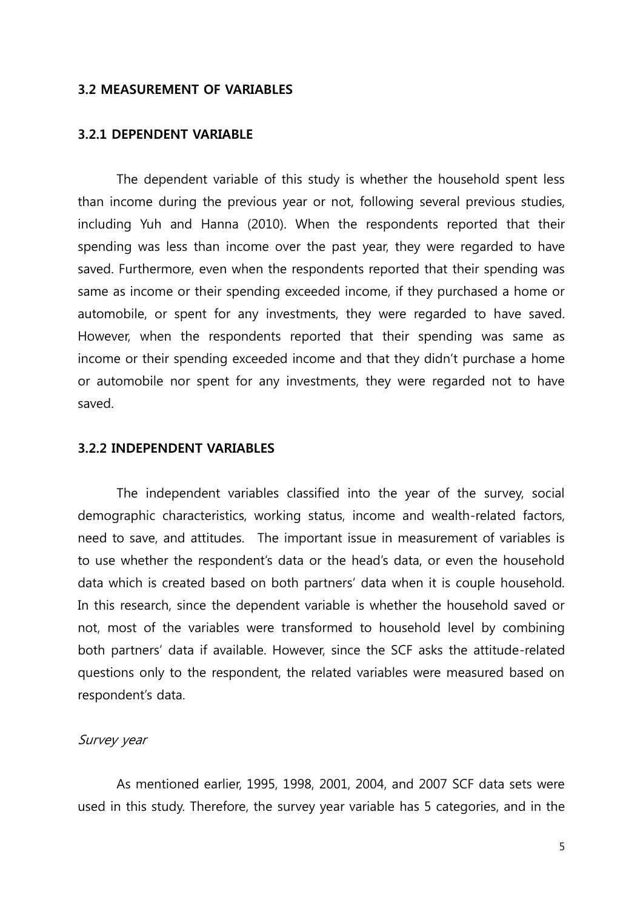### 3.2 MEASUREMENT OF VARIABLES

### 3.2.1 DEPENDENT VARIABLE

The dependent variable of this study is whether the household spent less than income during the previous year or not, following several previous studies, including Yuh and Hanna (2010). When the respondents reported that their spending was less than income over the past year, they were regarded to have saved. Furthermore, even when the respondents reported that their spending was same as income or their spending exceeded income, if they purchased a home or automobile, or spent for any investments, they were regarded to have saved. However, when the respondents reported that their spending was same as income or their spending exceeded income and that they didn't purchase a home or automobile nor spent for any investments, they were regarded not to have saved.

### 3.2.2 INDEPENDENT VARIABLES

The independent variables classified into the year of the survey, social demographic characteristics, working status, income and wealth-related factors, need to save, and attitudes. The important issue in measurement of variables is to use whether the respondent's data or the head's data, or even the household data which is created based on both partners' data when it is couple household. In this research, since the dependent variable is whether the household saved or not, most of the variables were transformed to household level by combining both partners' data if available. However, since the SCF asks the attitude-related questions only to the respondent, the related variables were measured based on respondent's data.

*Survey year*

As mentioned earlier, 1995, 1998, 2001, 2004, and 2007 SCF data sets were used in this study. Therefore, the survey year variable has 5 categories, and in the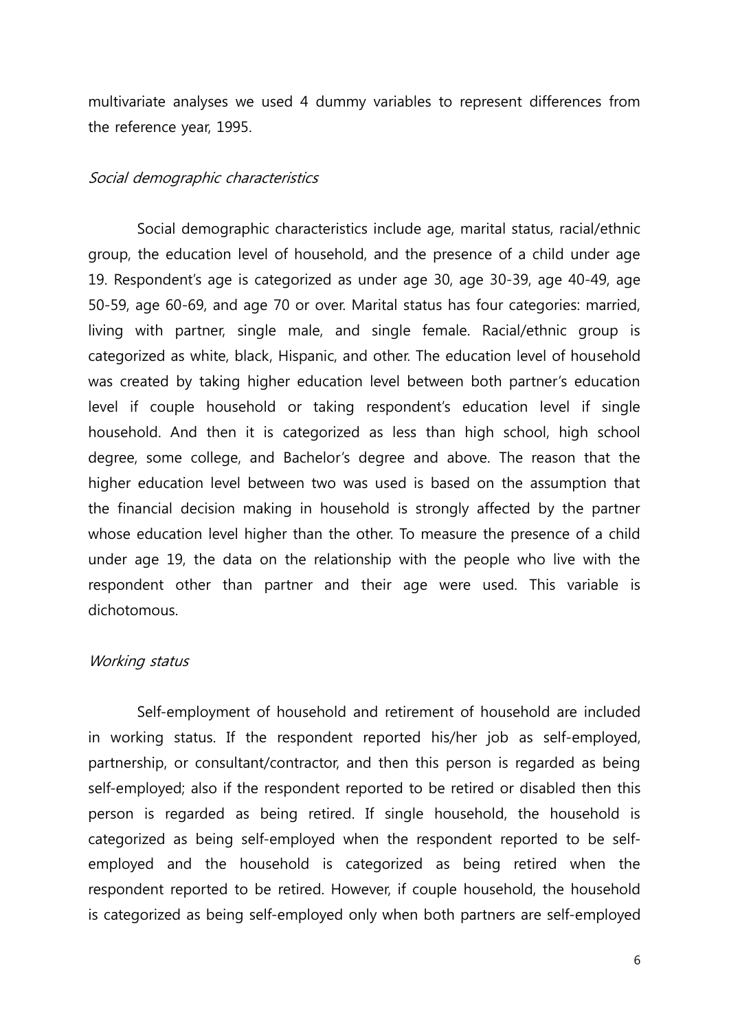multivariate analyses we used 4 dummy variables to represent differences from the reference year, 1995.

*Social demographic characteristics*

Social demographic characteristics include age, marital status, racial/ethnic group, the education level of household, and the presence of a child under age 19. Respondent's age is categorized as under age 30, age 30-39, age 40-49, age 50-59, age 60-69, and age 70 or over. Marital status has four categories: married, living with partner, single male, and single female. Racial/ethnic group is categorized as white, black, Hispanic, and other. The education level of household was created by taking higher education level between both partner's education level if couple household or taking respondent's education level if single household. And then it is categorized as less than high school, high school degree, some college, and Bachelor's degree and above. The reason that the higher education level between two was used is based on the assumption that the financial decision making in household is strongly affected by the partner whose education level higher than the other. To measure the presence of a child under age 19, the data on the relationship with the people who live with the respondent other than partner and their age were used. This variable is dichotomous.

*Working status*

Self-employment of household and retirement of household are included in working status. If the respondent reported his/her job as self-employed, partnership, or consultant/contractor, and then this person is regarded as being self-employed; also if the respondent reported to be retired or disabled then this person is regarded as being retired. If single household, the household is categorized as being self-employed when the respondent reported to be self-employed and the household is categorized as being retired when the respondent reported to be retired. However, if couple household, the household is categorized as being self-employed only when both partners are self-employed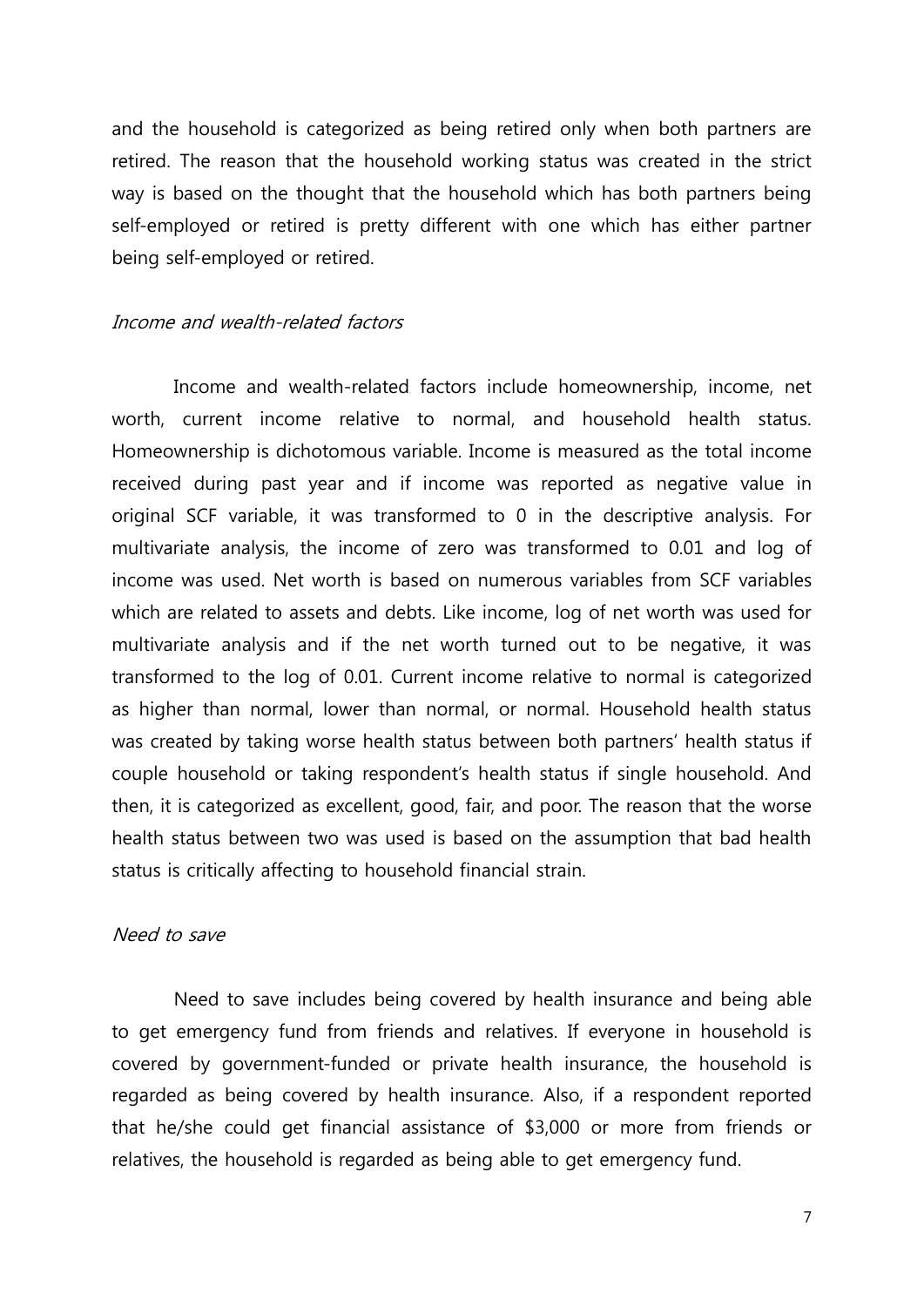and the household is categorized as being retired only when both partners are retired. The reason that the household working status was created in the strict way is based on the thought that the household which has both partners being self-employed or retired is pretty different with one which has either partner being self-employed or retired.

*Income and wealth-related factors*

Income and wealth-related factors include homeownership, income, net worth, current income relative to normal, and household health status. Homeownership is dichotomous variable. Income is measured as the total income received during past year and if income was reported as negative value in original SCF variable, it was transformed to 0 in the descriptive analysis. For multivariate analysis, the income of zero was transformed to 0.01 and log of income was used. Net worth is based on numerous variables from SCF variables which are related to assets and debts. Like income, log of net worth was used for multivariate analysis and if the net worth turned out to be negative, it was transformed to the log of 0.01. Current income relative to normal is categorized as higher than normal, lower than normal, or normal. Household health status was created by taking worse health status between both partners' health status if couple household or taking respondent's health status if single household. And then, it is categorized as excellent, good, fair, and poor. The reason that the worse health status between two was used is based on the assumption that bad health status is critically affecting to household financial strain.

*Need to save*

Need to save includes being covered by health insurance and being able to get emergency fund from friends and relatives. If everyone in household is covered by government-funded or private health insurance, the household is regarded as being covered by health insurance. Also, if a respondent reported that he/she could get financial assistance of $3,000 or more from friends or relatives, the household is regarded as being able to get emergency fund.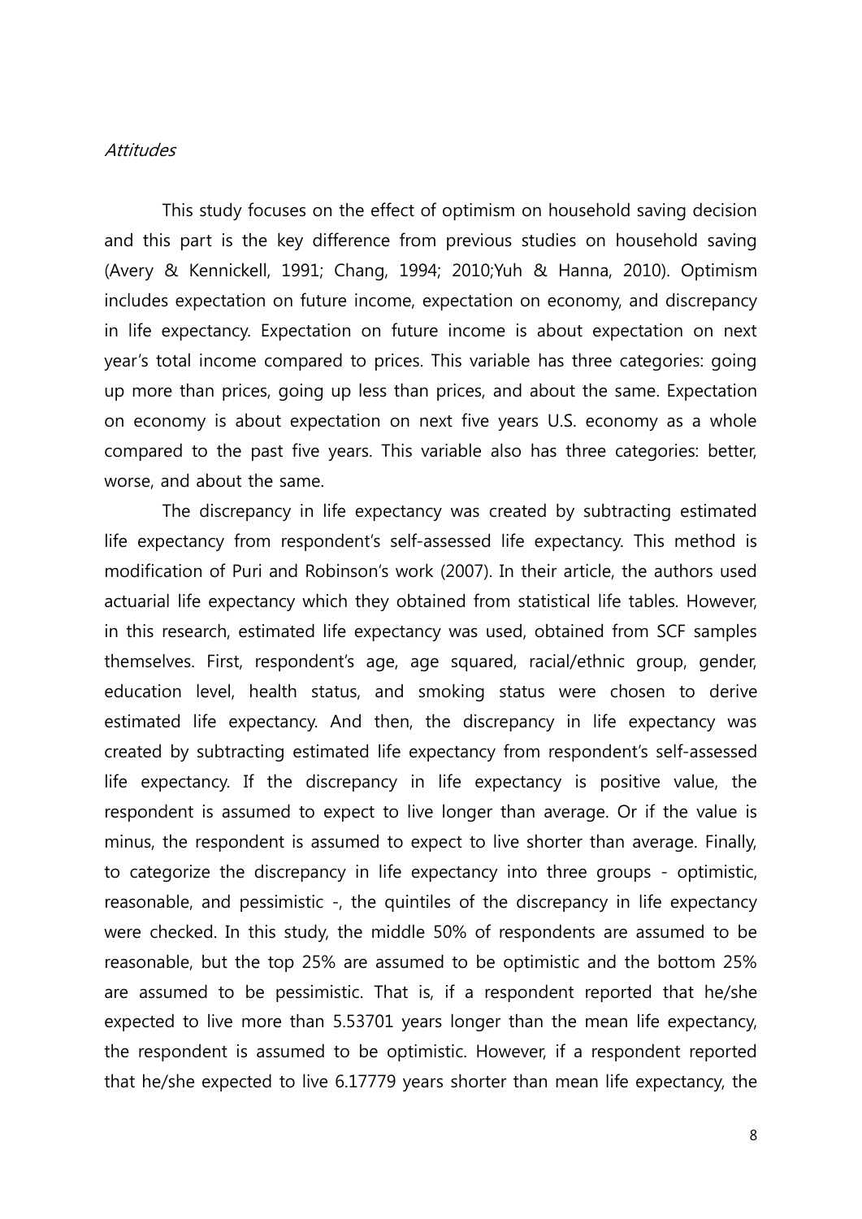*Attitudes*

This study focuses on the effect of optimism on household saving decision and this part is the key difference from previous studies on household saving (Avery & Kennickell, 1991; Chang, 1994; 2010;Yuh & Hanna, 2010). Optimism includes expectation on future income, expectation on economy, and discrepancy in life expectancy. Expectation on future income is about expectation on next year's total income compared to prices. This variable has three categories: going up more than prices, going up less than prices, and about the same. Expectation on economy is about expectation on next five years U.S. economy as a whole compared to the past five years. This variable also has three categories: better, worse, and about the same.

The discrepancy in life expectancy was created by subtracting estimated life expectancy from respondent's self-assessed life expectancy. This method is modification of Puri and Robinson's work (2007). In their article, the authors used actuarial life expectancy which they obtained from statistical life tables. However, in this research, estimated life expectancy was used, obtained from SCF samples themselves. First, respondent's age, age squared, racial/ethnic group, gender, education level, health status, and smoking status were chosen to derive estimated life expectancy. And then, the discrepancy in life expectancy was created by subtracting estimated life expectancy from respondent's self-assessed life expectancy. If the discrepancy in life expectancy is positive value, the respondent is assumed to expect to live longer than average. Or if the value is minus, the respondent is assumed to expect to live shorter than average. Finally, to categorize the discrepancy in life expectancy into three groups - optimistic, reasonable, and pessimistic -, the quintiles of the discrepancy in life expectancy were checked. In this study, the middle 50% of respondents are assumed to be reasonable, but the top 25% are assumed to be optimistic and the bottom 25% are assumed to be pessimistic. That is, if a respondent reported that he/she expected to live more than 5.53701 years longer than the mean life expectancy, the respondent is assumed to be optimistic. However, if a respondent reported that he/she expected to live 6.17779 years shorter than mean life expectancy, the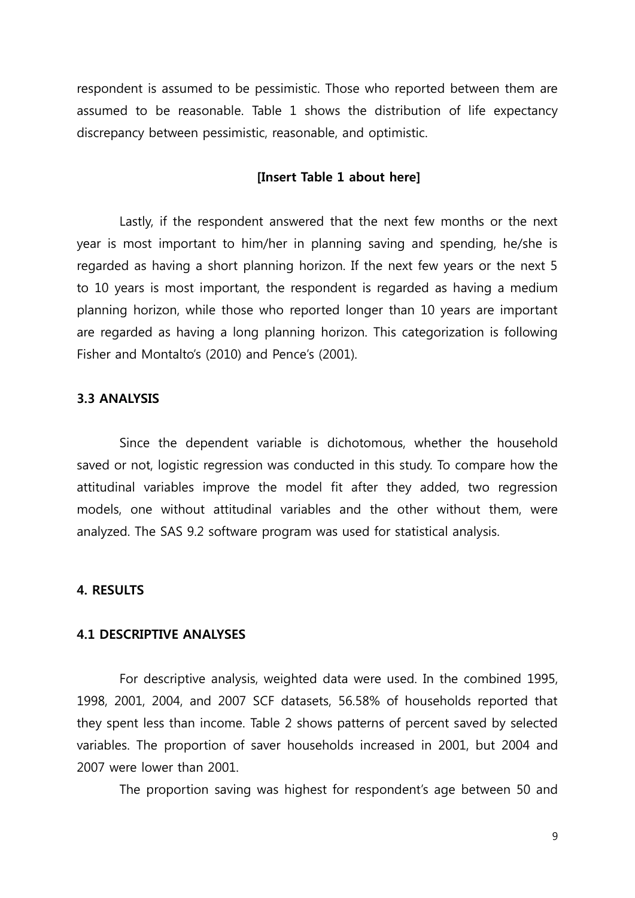respondent is assumed to be pessimistic. Those who reported between them are assumed to be reasonable. Table 1 shows the distribution of life expectancy discrepancy between pessimistic, reasonable, and optimistic.

**[Insert Table 1 about here]**

Lastly, if the respondent answered that the next few months or the next year is most important to him/her in planning saving and spending, he/she is regarded as having a short planning horizon. If the next few years or the next 5 to 10 years is most important, the respondent is regarded as having a medium planning horizon, while those who reported longer than 10 years are important are regarded as having a long planning horizon. This categorization is following Fisher and Montalto's (2010) and Pence's (2001).

### 3.3 ANALYSIS

Since the dependent variable is dichotomous, whether the household saved or not, logistic regression was conducted in this study. To compare how the attitudinal variables improve the model fit after they added, two regression models, one without attitudinal variables and the other without them, were analyzed. The SAS 9.2 software program was used for statistical analysis.

## 4. RESULTS

### 4.1 DESCRIPTIVE ANALYSES

For descriptive analysis, weighted data were used. In the combined 1995, 1998, 2001, 2004, and 2007 SCF datasets, 56.58% of households reported that they spent less than income. Table 2 shows patterns of percent saved by selected variables. The proportion of saver households increased in 2001, but 2004 and 2007 were lower than 2001.

The proportion saving was highest for respondent's age between 50 and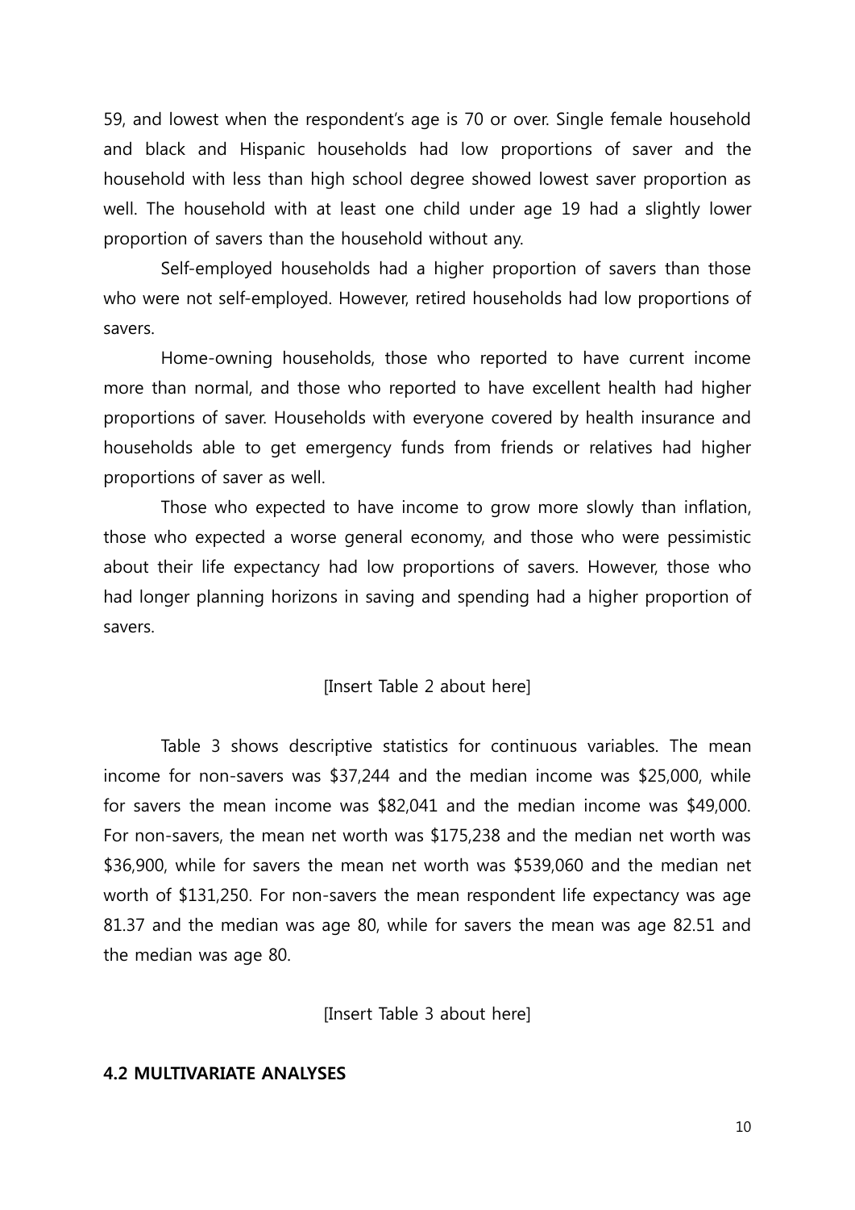59, and lowest when the respondent's age is 70 or over. Single female household and black and Hispanic households had low proportions of saver and the household with less than high school degree showed lowest saver proportion as well. The household with at least one child under age 19 had a slightly lower proportion of savers than the household without any.

Self-employed households had a higher proportion of savers than those who were not self-employed. However, retired households had low proportions of savers.

Home-owning households, those who reported to have current income more than normal, and those who reported to have excellent health had higher proportions of saver. Households with everyone covered by health insurance and households able to get emergency funds from friends or relatives had higher proportions of saver as well.

Those who expected to have income to grow more slowly than inflation, those who expected a worse general economy, and those who were pessimistic about their life expectancy had low proportions of savers. However, those who had longer planning horizons in saving and spending had a higher proportion of savers.

[Insert Table 2 about here]

Table 3 shows descriptive statistics for continuous variables. The mean income for non-savers was $37,244 and the median income was $25,000, while for savers the mean income was $82,041 and the median income was $49,000. For non-savers, the mean net worth was $175,238 and the median net worth was $36,900, while for savers the mean net worth was $539,060 and the median net worth of $131,250. For non-savers the mean respondent life expectancy was age 81.37 and the median was age 80, while for savers the mean was age 82.51 and the median was age 80.

[Insert Table 3 about here]

### 4.2 MULTIVARIATE ANALYSES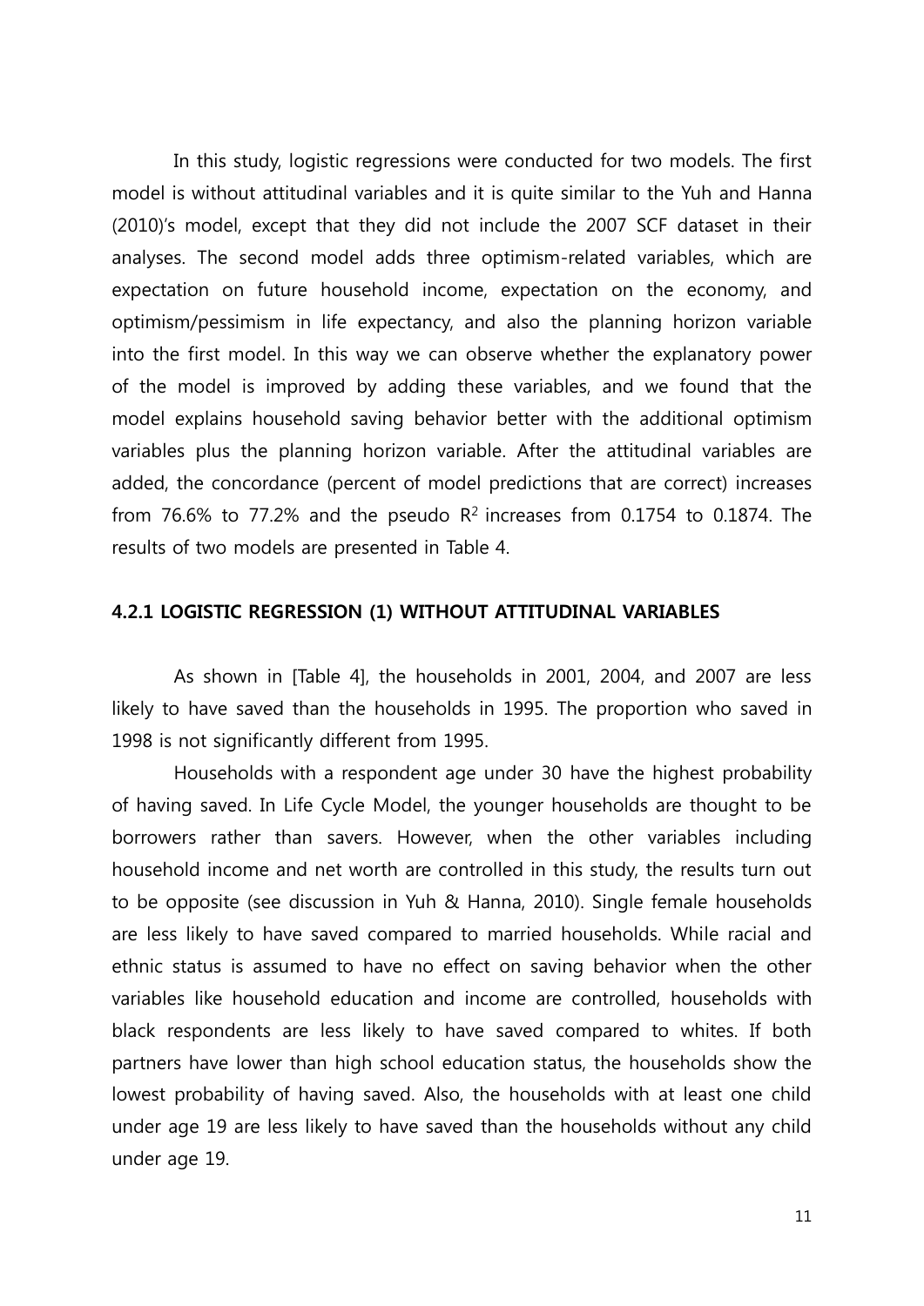In this study, logistic regressions were conducted for two models. The first model is without attitudinal variables and it is quite similar to the Yuh and Hanna (2010)'s model, except that they did not include the 2007 SCF dataset in their analyses. The second model adds three optimism-related variables, which are expectation on future household income, expectation on the economy, and optimism/pessimism in life expectancy, and also the planning horizon variable into the first model. In this way we can observe whether the explanatory power of the model is improved by adding these variables, and we found that the model explains household saving behavior better with the additional optimism variables plus the planning horizon variable. After the attitudinal variables are added, the concordance (percent of model predictions that are correct) increases from 76.6% to 77.2% and the pseudo $R^2$ increases from 0.1754 to 0.1874. The results of two models are presented in Table 4.

### 4.2.1 LOGISTIC REGRESSION (1) WITHOUT ATTITUDINAL VARIABLES

As shown in [Table 4], the households in 2001, 2004, and 2007 are less likely to have saved than the households in 1995. The proportion who saved in 1998 is not significantly different from 1995.

Households with a respondent age under 30 have the highest probability of having saved. In Life Cycle Model, the younger households are thought to be borrowers rather than savers. However, when the other variables including household income and net worth are controlled in this study, the results turn out to be opposite (see discussion in Yuh & Hanna, 2010). Single female households are less likely to have saved compared to married households. While racial and ethnic status is assumed to have no effect on saving behavior when the other variables like household education and income are controlled, households with black respondents are less likely to have saved compared to whites. If both partners have lower than high school education status, the households show the lowest probability of having saved. Also, the households with at least one child under age 19 are less likely to have saved than the households without any child under age 19.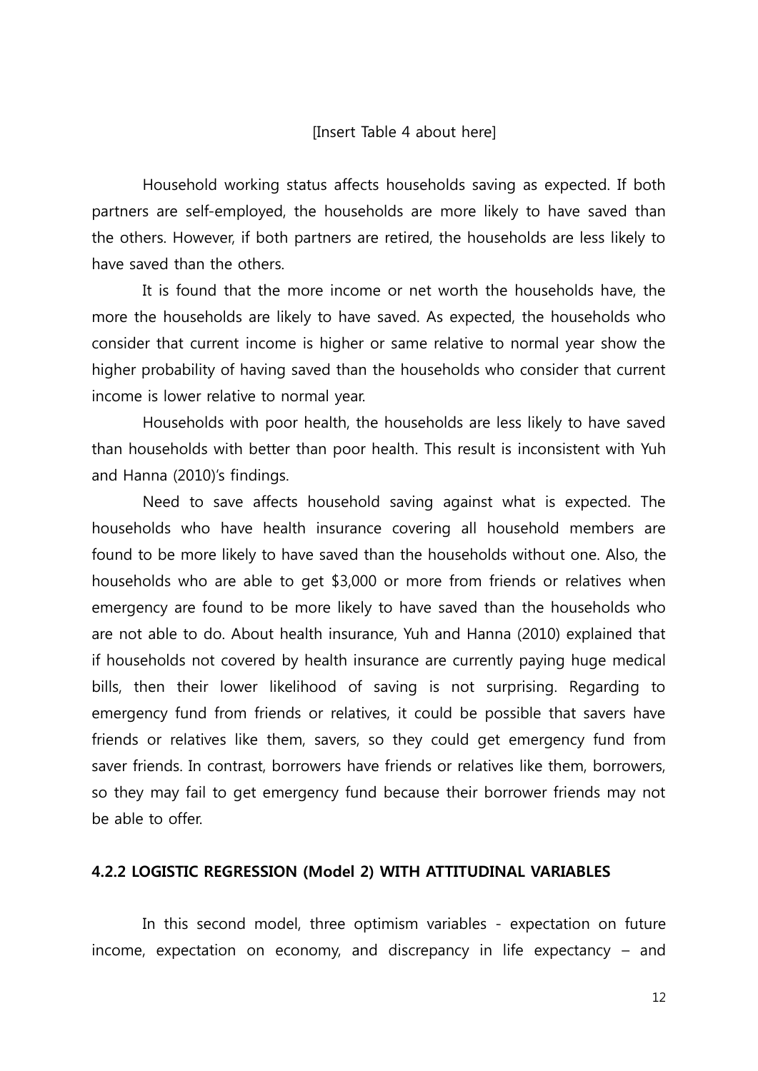[Insert Table 4 about here]

Household working status affects households saving as expected. If both partners are self-employed, the households are more likely to have saved than the others. However, if both partners are retired, the households are less likely to have saved than the others.

It is found that the more income or net worth the households have, the more the households are likely to have saved. As expected, the households who consider that current income is higher or same relative to normal year show the higher probability of having saved than the households who consider that current income is lower relative to normal year.

Households with poor health, the households are less likely to have saved than households with better than poor health. This result is inconsistent with Yuh and Hanna (2010)'s findings.

Need to save affects household saving against what is expected. The households who have health insurance covering all household members are found to be more likely to have saved than the households without one. Also, the households who are able to get $3,000 or more from friends or relatives when emergency are found to be more likely to have saved than the households who are not able to do. About health insurance, Yuh and Hanna (2010) explained that if households not covered by health insurance are currently paying huge medical bills, then their lower likelihood of saving is not surprising. Regarding to emergency fund from friends or relatives, it could be possible that savers have friends or relatives like them, savers, so they could get emergency fund from saver friends. In contrast, borrowers have friends or relatives like them, borrowers, so they may fail to get emergency fund because their borrower friends may not be able to offer.

### 4.2.2 LOGISTIC REGRESSION (Model 2) WITH ATTITUDINAL VARIABLES

In this second model, three optimism variables - expectation on future income, expectation on economy, and discrepancy in life expectancy – and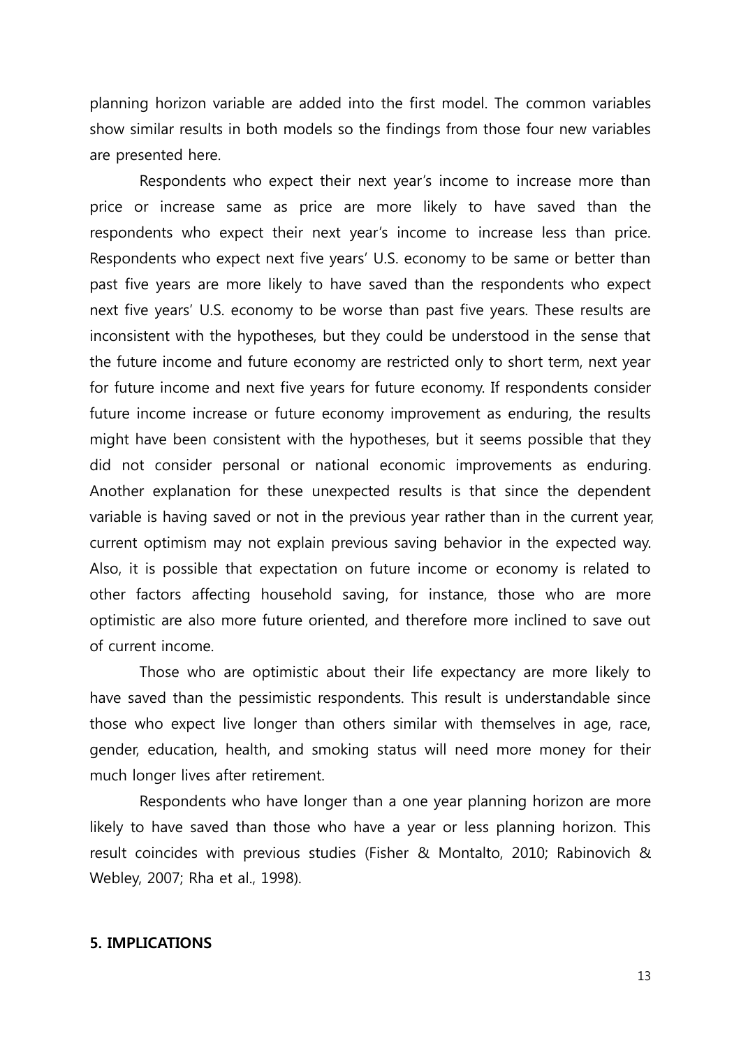planning horizon variable are added into the first model. The common variables show similar results in both models so the findings from those four new variables are presented here.

Respondents who expect their next year's income to increase more than price or increase same as price are more likely to have saved than the respondents who expect their next year's income to increase less than price. Respondents who expect next five years' U.S. economy to be same or better than past five years are more likely to have saved than the respondents who expect next five years' U.S. economy to be worse than past five years. These results are inconsistent with the hypotheses, but they could be understood in the sense that the future income and future economy are restricted only to short term, next year for future income and next five years for future economy. If respondents consider future income increase or future economy improvement as enduring, the results might have been consistent with the hypotheses, but it seems possible that they did not consider personal or national economic improvements as enduring. Another explanation for these unexpected results is that since the dependent variable is having saved or not in the previous year rather than in the current year, current optimism may not explain previous saving behavior in the expected way. Also, it is possible that expectation on future income or economy is related to other factors affecting household saving, for instance, those who are more optimistic are also more future oriented, and therefore more inclined to save out of current income.

Those who are optimistic about their life expectancy are more likely to have saved than the pessimistic respondents. This result is understandable since those who expect live longer than others similar with themselves in age, race, gender, education, health, and smoking status will need more money for their much longer lives after retirement.

Respondents who have longer than a one year planning horizon are more likely to have saved than those who have a year or less planning horizon. This result coincides with previous studies (Fisher & Montalto, 2010; Rabinovich & Webley, 2007; Rha et al., 1998).

## 5. IMPLICATIONS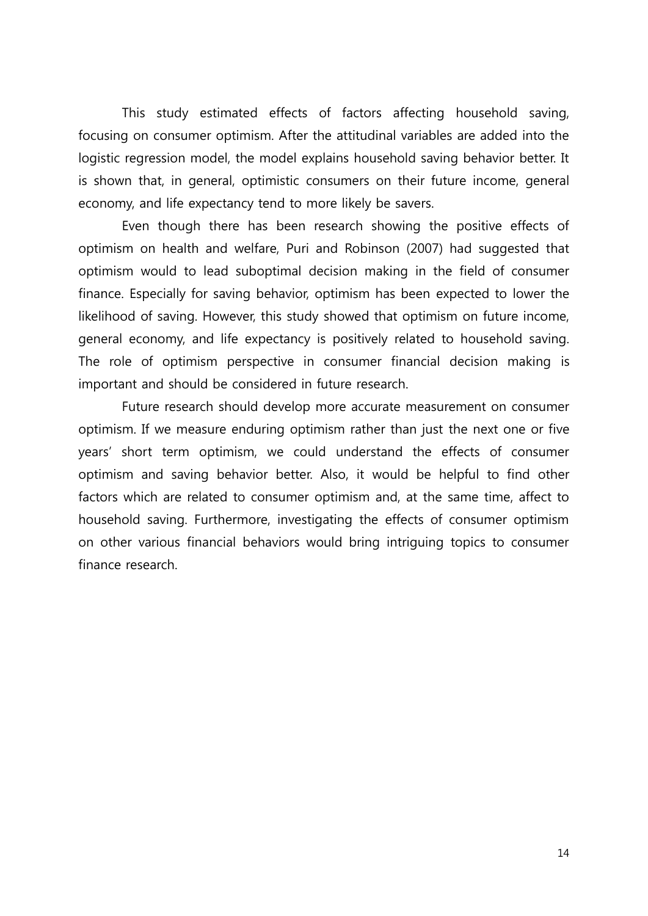This study estimated effects of factors affecting household saving, focusing on consumer optimism. After the attitudinal variables are added into the logistic regression model, the model explains household saving behavior better. It is shown that, in general, optimistic consumers on their future income, general economy, and life expectancy tend to more likely be savers.

Even though there has been research showing the positive effects of optimism on health and welfare, Puri and Robinson (2007) had suggested that optimism would to lead suboptimal decision making in the field of consumer finance. Especially for saving behavior, optimism has been expected to lower the likelihood of saving. However, this study showed that optimism on future income, general economy, and life expectancy is positively related to household saving. The role of optimism perspective in consumer financial decision making is important and should be considered in future research.

Future research should develop more accurate measurement on consumer optimism. If we measure enduring optimism rather than just the next one or five years' short term optimism, we could understand the effects of consumer optimism and saving behavior better. Also, it would be helpful to find other factors which are related to consumer optimism and, at the same time, affect to household saving. Furthermore, investigating the effects of consumer optimism on other various financial behaviors would bring intriguing topics to consumer finance research.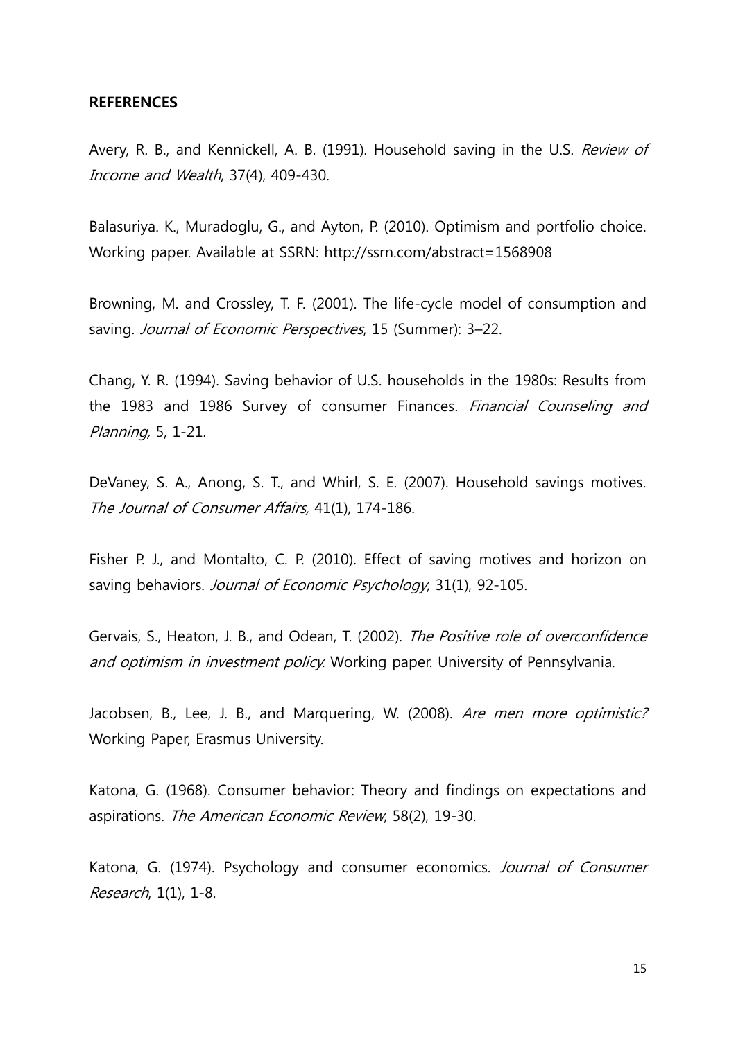**REFERENCES**

Avery, R. B., and Kennickell, A. B. (1991). Household saving in the U.S. *Review of Income and Wealth*, 37(4), 409-430.

Balasuriya. K., Muradoglu, G., and Ayton, P. (2010). Optimism and portfolio choice. Working paper. Available at SSRN: http://ssrn.com/abstract=1568908

Browning, M. and Crossley, T. F. (2001). The life-cycle model of consumption and saving. *Journal of Economic Perspectives*, 15 (Summer): 3–22.

Chang, Y. R. (1994). Saving behavior of U.S. households in the 1980s: Results from the 1983 and 1986 Survey of consumer Finances. *Financial Counseling and Planning,* 5, 1-21.

DeVaney, S. A., Anong, S. T., and Whirl, S. E. (2007). Household savings motives. *The Journal of Consumer Affairs,* 41(1), 174-186.

Fisher P. J., and Montalto, C. P. (2010). Effect of saving motives and horizon on saving behaviors. *Journal of Economic Psychology*, 31(1), 92-105.

Gervais, S., Heaton, J. B., and Odean, T. (2002). *The Positive role of overconfidence and optimism in investment policy.* Working paper. University of Pennsylvania.

Jacobsen, B., Lee, J. B., and Marquering, W. (2008). *Are men more optimistic?* Working Paper, Erasmus University.

Katona, G. (1968). Consumer behavior: Theory and findings on expectations and aspirations. *The American Economic Review*, 58(2), 19-30.

Katona, G. (1974). Psychology and consumer economics. *Journal of Consumer Research*, 1(1), 1-8.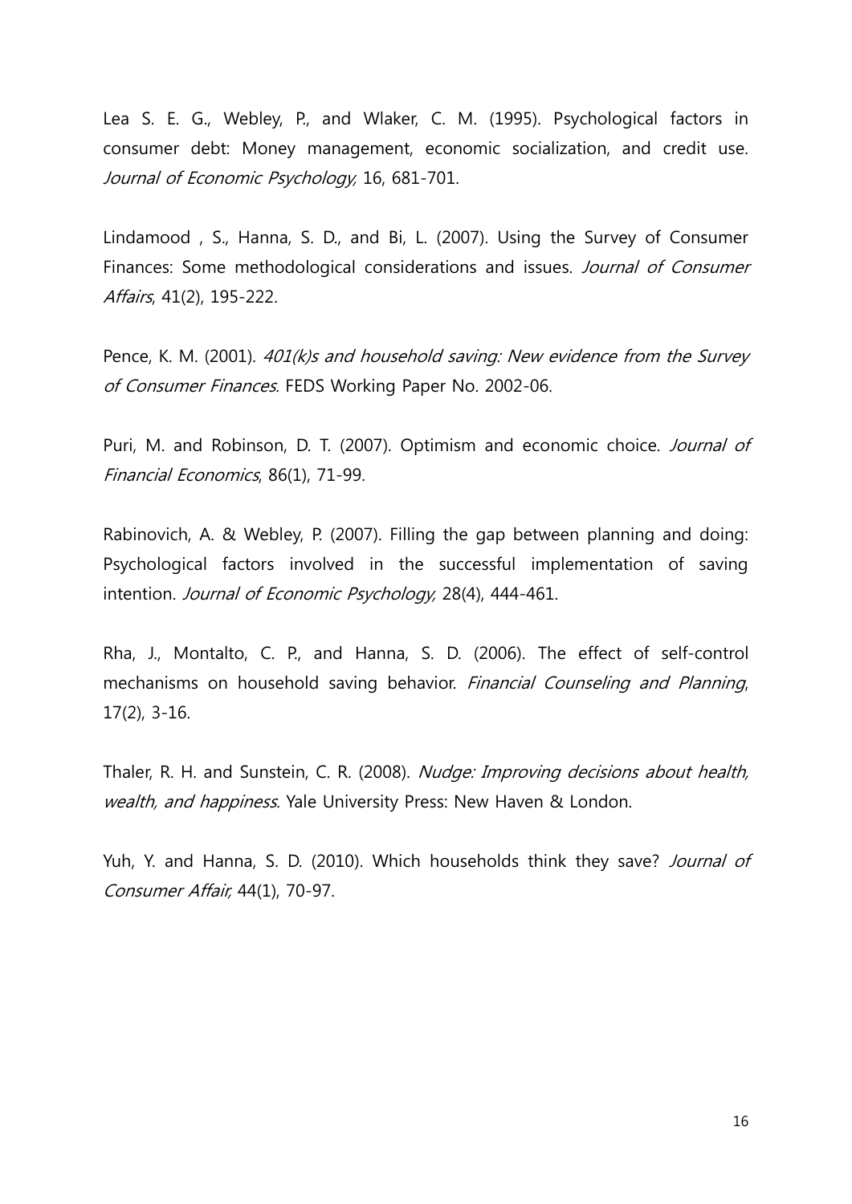Lea S. E. G., Webley, P., and Wlaker, C. M. (1995). Psychological factors in consumer debt: Money management, economic socialization, and credit use. *Journal of Economic Psychology,* 16, 681-701.

Lindamood , S., Hanna, S. D., and Bi, L. (2007). Using the Survey of Consumer Finances: Some methodological considerations and issues. *Journal of Consumer Affairs*, 41(2), 195-222.

Pence, K. M. (2001). *401(k)s and household saving: New evidence from the Survey of Consumer Finances.* FEDS Working Paper No. 2002-06.

Puri, M. and Robinson, D. T. (2007). Optimism and economic choice. *Journal of Financial Economics*, 86(1), 71-99.

Rabinovich, A. & Webley, P. (2007). Filling the gap between planning and doing: Psychological factors involved in the successful implementation of saving intention. *Journal of Economic Psychology,* 28(4), 444-461.

Rha, J., Montalto, C. P., and Hanna, S. D. (2006). The effect of self-control mechanisms on household saving behavior. *Financial Counseling and Planning*, 17(2), 3-16.

Thaler, R. H. and Sunstein, C. R. (2008). *Nudge: Improving decisions about health, wealth, and happiness.* Yale University Press: New Haven & London.

Yuh, Y. and Hanna, S. D. (2010). Which households think they save? *Journal of Consumer Affair,* 44(1), 70-97.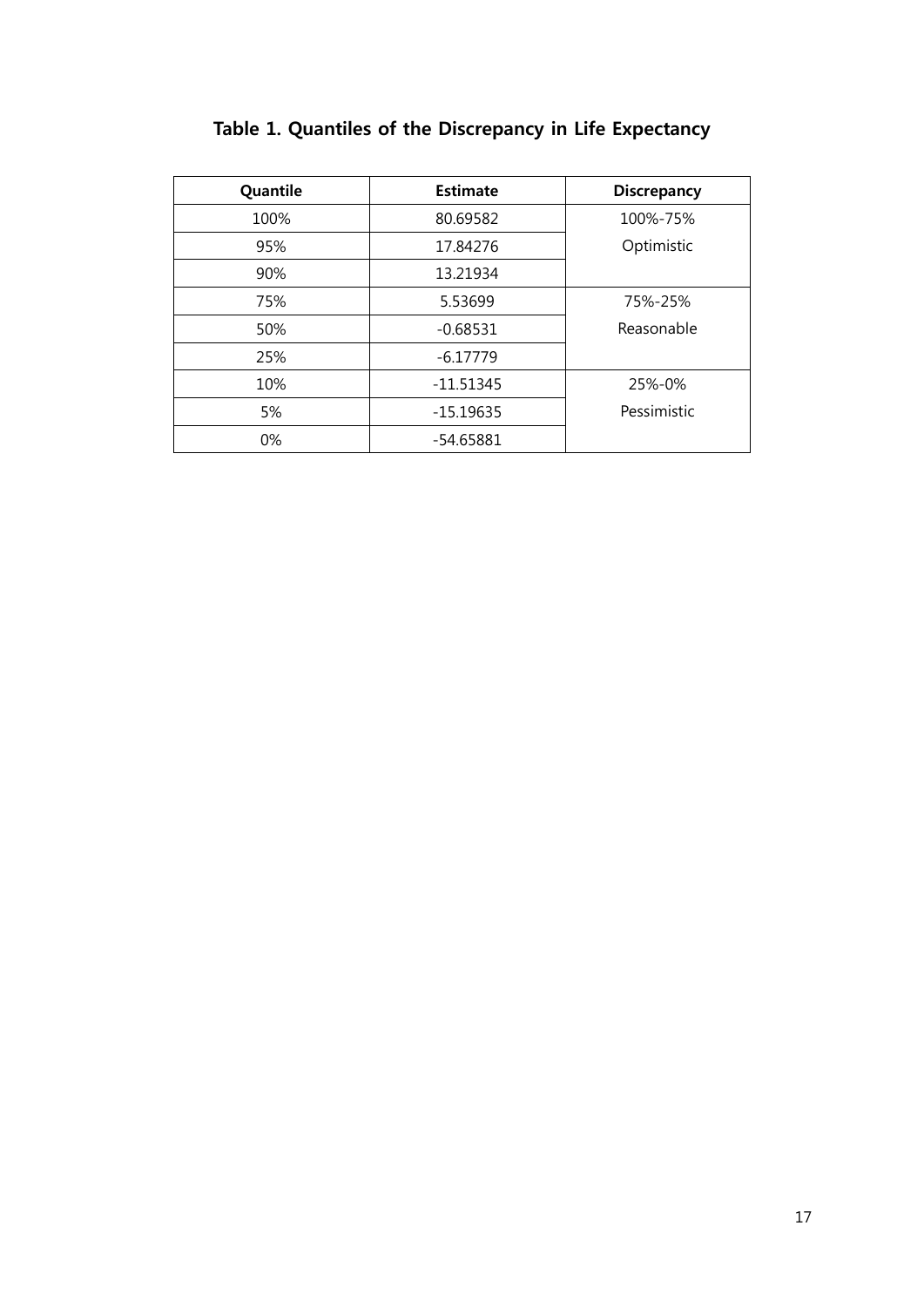**Table 1. Quantiles of the Discrepancy in Life Expectancy**

| Quantile | Estimate | Discrepancy |
|---|---|---|
| 100% | 80.69582 | 100%-75% |
| 95% | 17.84276 | Optimistic |
| 90% | 13.21934 | |
| 75% | 5.53699 | 75%-25% |
| 50% | -0.68531 | Reasonable |
| 25% | -6.17779 | |
| 10% | -11.51345 | 25%-0% |
| 5% | -15.19635 | Pessimistic |
| 0% | -54.65881 | |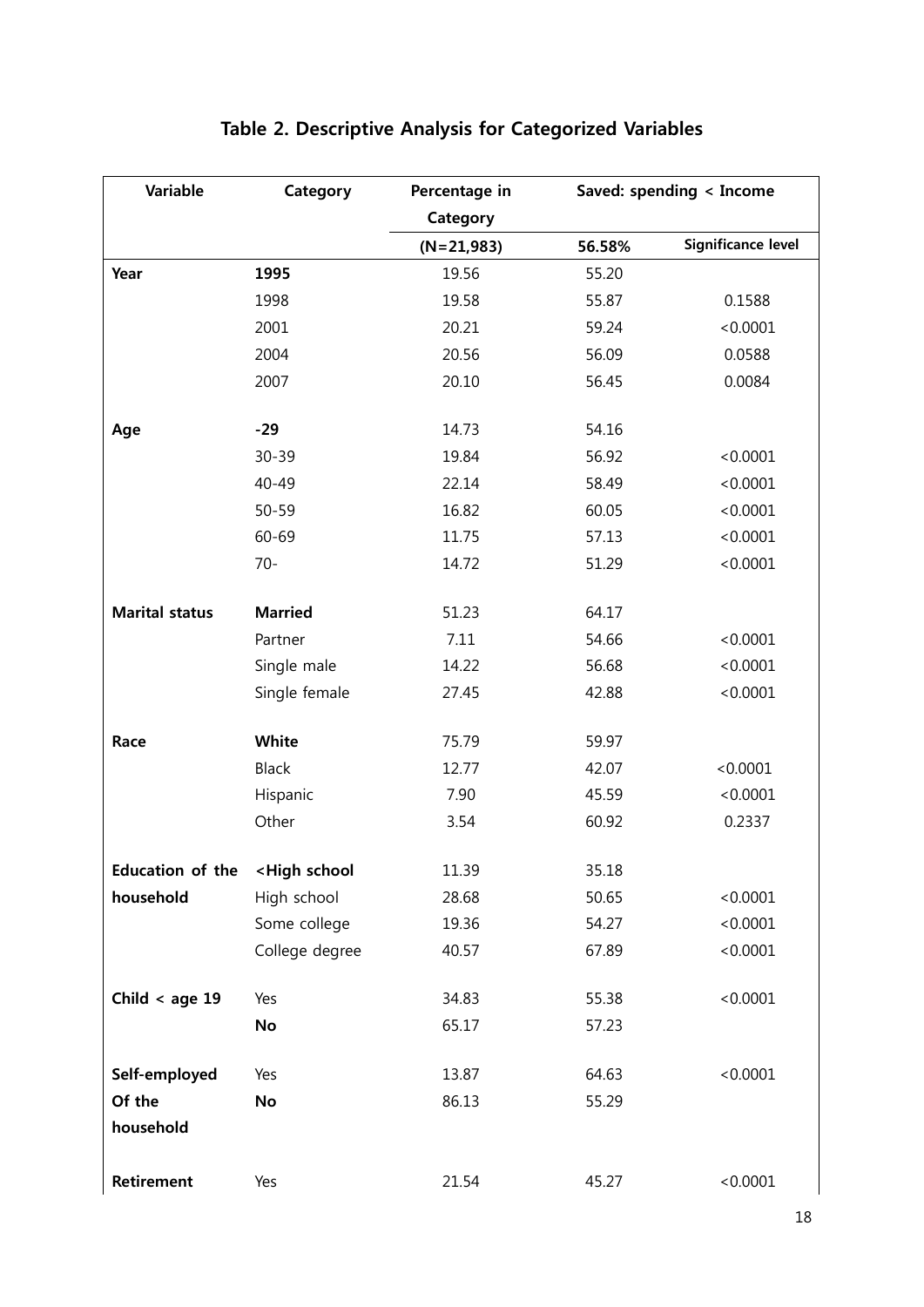## Table 2. Descriptive Analysis for Categorized Variables

| Variable | Category | Percentage in Category | Saved: spending < Income | |
|---|---|---|---|---|
| | | (N=21,983) | 56.58% | Significance level |
| **Year** | **1995** | 19.56 | 55.20 | |
| | 1998 | 19.58 | 55.87 | 0.1588 |
| | 2001 | 20.21 | 59.24 | <0.0001 |
| | 2004 | 20.56 | 56.09 | 0.0588 |
| | 2007 | 20.10 | 56.45 | 0.0084 |
| **Age** | **-29** | 14.73 | 54.16 | |
| | 30-39 | 19.84 | 56.92 | <0.0001 |
| | 40-49 | 22.14 | 58.49 | <0.0001 |
| | 50-59 | 16.82 | 60.05 | <0.0001 |
| | 60-69 | 11.75 | 57.13 | <0.0001 |
| | 70- | 14.72 | 51.29 | <0.0001 |
| **Marital status** | **Married** | 51.23 | 64.17 | |
| | Partner | 7.11 | 54.66 | <0.0001 |
| | Single male | 14.22 | 56.68 | <0.0001 |
| | Single female | 27.45 | 42.88 | <0.0001 |
| **Race** | **White** | 75.79 | 59.97 | |
| | Black | 12.77 | 42.07 | <0.0001 |
| | Hispanic | 7.90 | 45.59 | <0.0001 |
| | Other | 3.54 | 60.92 | 0.2337 |
| **Education of the household** | **<High school** | 11.39 | 35.18 | |
| | High school | 28.68 | 50.65 | <0.0001 |
| | Some college | 19.36 | 54.27 | <0.0001 |
| | College degree | 40.57 | 67.89 | <0.0001 |
| **Child < age 19** | Yes | 34.83 | 55.38 | <0.0001 |
| | **No** | 65.17 | 57.23 | |
| **Self-employed Of the household** | Yes | 13.87 | 64.63 | <0.0001 |
| | **No** | 86.13 | 55.29 | |
| **Retirement** | Yes | 21.54 | 45.27 | <0.0001 |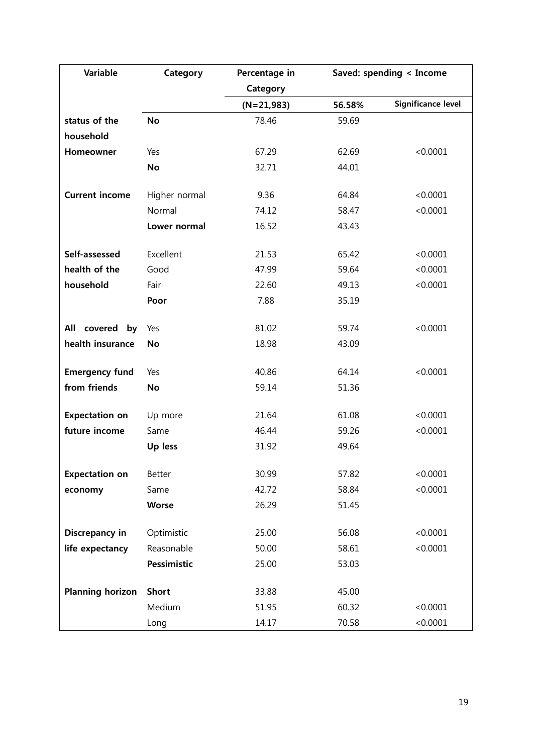| Variable | Category | Percentage in Category | Saved: spending < Income | |
|---|---|---|---|---|
| | | (N=21,983) | 56.58% | Significance level |
| **status of the household** | **No** | 78.46 | 59.69 | |
| **Homeowner** | Yes | 67.29 | 62.69 | <0.0001 |
| | **No** | 32.71 | 44.01 | |
| **Current income** | Higher normal | 9.36 | 64.84 | <0.0001 |
| | Normal | 74.12 | 58.47 | <0.0001 |
| | **Lower normal** | 16.52 | 43.43 | |
| **Self-assessed health of the household** | Excellent | 21.53 | 65.42 | <0.0001 |
| | Good | 47.99 | 59.64 | <0.0001 |
| | Fair | 22.60 | 49.13 | <0.0001 |
| | **Poor** | 7.88 | 35.19 | |
| **All covered by health insurance** | Yes | 81.02 | 59.74 | <0.0001 |
| | **No** | 18.98 | 43.09 | |
| **Emergency fund from friends** | Yes | 40.86 | 64.14 | <0.0001 |
| | **No** | 59.14 | 51.36 | |
| **Expectation on future income** | Up more | 21.64 | 61.08 | <0.0001 |
| | Same | 46.44 | 59.26 | <0.0001 |
| | **Up less** | 31.92 | 49.64 | |
| **Expectation on economy** | Better | 30.99 | 57.82 | <0.0001 |
| | Same | 42.72 | 58.84 | <0.0001 |
| | **Worse** | 26.29 | 51.45 | |
| **Discrepancy in life expectancy** | Optimistic | 25.00 | 56.08 | <0.0001 |
| | Reasonable | 50.00 | 58.61 | <0.0001 |
| | **Pessimistic** | 25.00 | 53.03 | |
| **Planning horizon** | **Short** | 33.88 | 45.00 | |
| | Medium | 51.95 | 60.32 | <0.0001 |
| | Long | 14.17 | 70.58 | <0.0001 |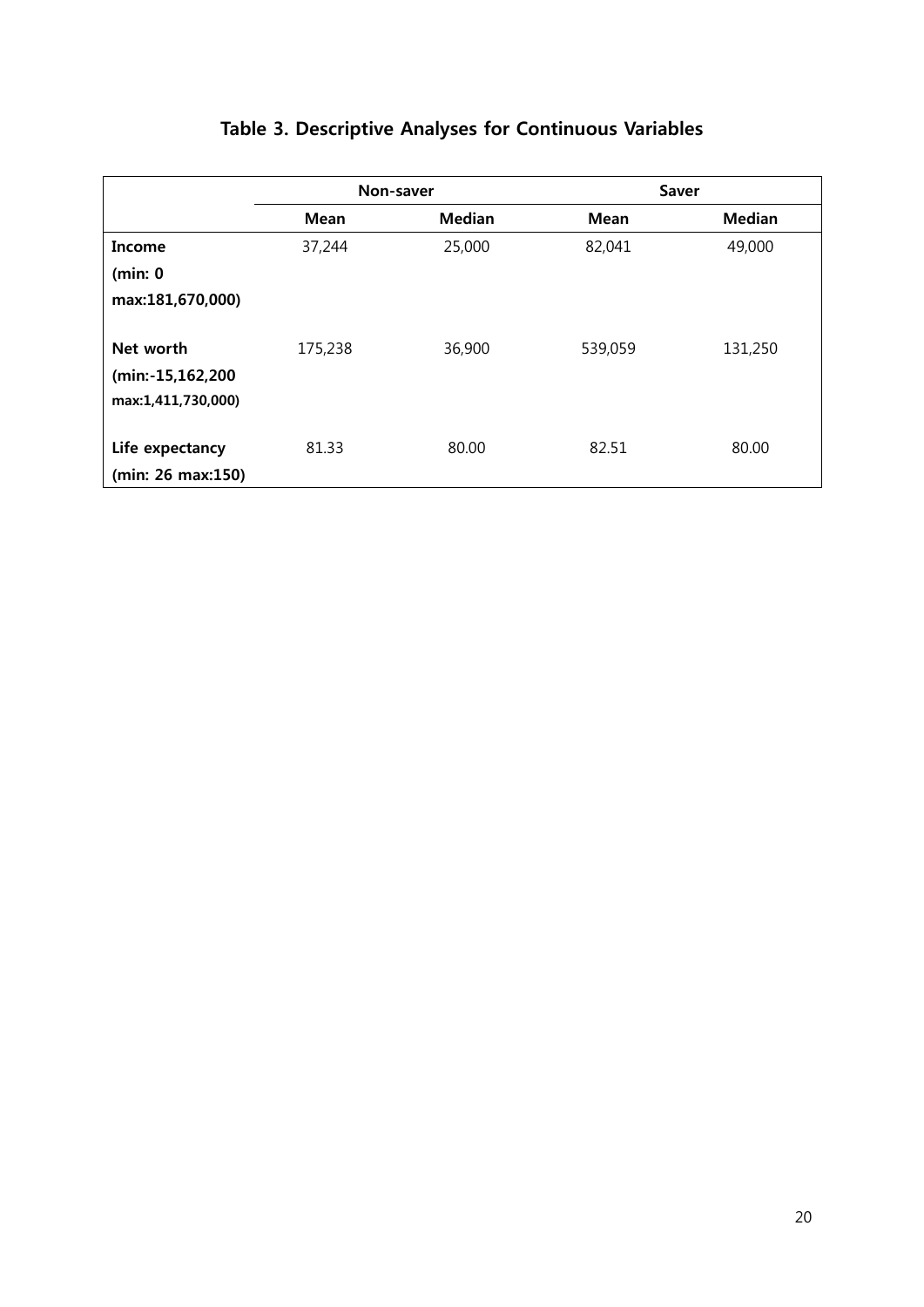## Table 3. Descriptive Analyses for Continuous Variables

| | Non-saver | | Saver | |
|---|---|---|---|---|
| | **Mean** | **Median** | **Mean** | **Median** |
| **Income (min: 0 max:181,670,000)** | 37,244 | 25,000 | 82,041 | 49,000 |
| **Net worth (min:-15,162,200 max:1,411,730,000)** | 175,238 | 36,900 | 539,059 | 131,250 |
| **Life expectancy (min: 26 max:150)** | 81.33 | 80.00 | 82.51 | 80.00 |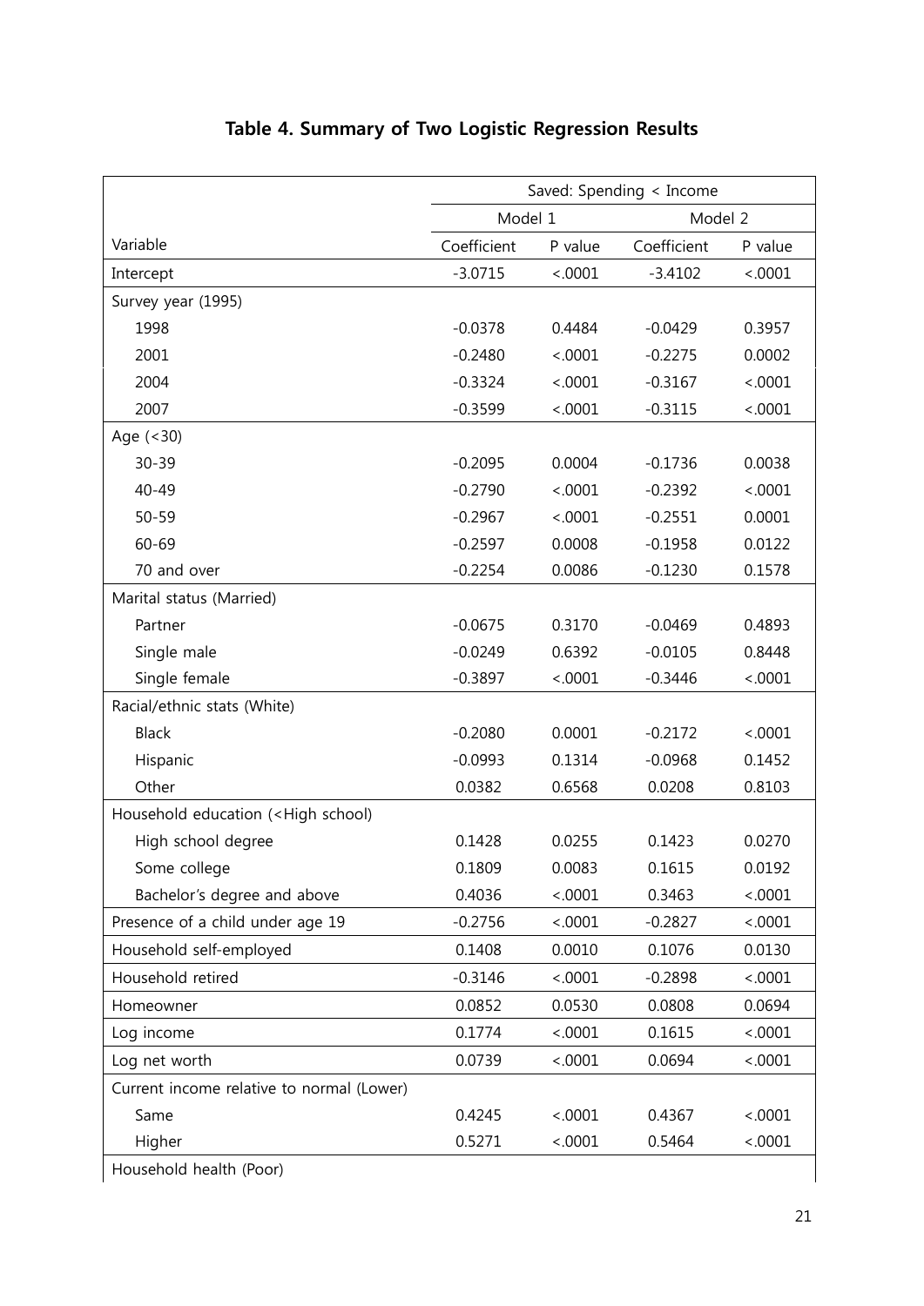## Table 4. Summary of Two Logistic Regression Results

| | Saved: Spending < Income | | | |
|---|---|---|---|---|
| | Model 1 | | Model 2 | |
| Variable | Coefficient | P value | Coefficient | P value |
| Intercept | -3.0715 | <.0001 | -3.4102 | <.0001 |
| Survey year (1995) | | | | |
| 1998 | -0.0378 | 0.4484 | -0.0429 | 0.3957 |
| 2001 | -0.2480 | <.0001 | -0.2275 | 0.0002 |
| 2004 | -0.3324 | <.0001 | -0.3167 | <.0001 |
| 2007 | -0.3599 | <.0001 | -0.3115 | <.0001 |
| Age (<30) | | | | |
| 30-39 | -0.2095 | 0.0004 | -0.1736 | 0.0038 |
| 40-49 | -0.2790 | <.0001 | -0.2392 | <.0001 |
| 50-59 | -0.2967 | <.0001 | -0.2551 | 0.0001 |
| 60-69 | -0.2597 | 0.0008 | -0.1958 | 0.0122 |
| 70 and over | -0.2254 | 0.0086 | -0.1230 | 0.1578 |
| Marital status (Married) | | | | |
| Partner | -0.0675 | 0.3170 | -0.0469 | 0.4893 |
| Single male | -0.0249 | 0.6392 | -0.0105 | 0.8448 |
| Single female | -0.3897 | <.0001 | -0.3446 | <.0001 |
| Racial/ethnic stats (White) | | | | |
| Black | -0.2080 | 0.0001 | -0.2172 | <.0001 |
| Hispanic | -0.0993 | 0.1314 | -0.0968 | 0.1452 |
| Other | 0.0382 | 0.6568 | 0.0208 | 0.8103 |
| Household education (<High school) | | | | |
| High school degree | 0.1428 | 0.0255 | 0.1423 | 0.0270 |
| Some college | 0.1809 | 0.0083 | 0.1615 | 0.0192 |
| Bachelor's degree and above | 0.4036 | <.0001 | 0.3463 | <.0001 |
| Presence of a child under age 19 | -0.2756 | <.0001 | -0.2827 | <.0001 |
| Household self-employed | 0.1408 | 0.0010 | 0.1076 | 0.0130 |
| Household retired | -0.3146 | <.0001 | -0.2898 | <.0001 |
| Homeowner | 0.0852 | 0.0530 | 0.0808 | 0.0694 |
| Log income | 0.1774 | <.0001 | 0.1615 | <.0001 |
| Log net worth | 0.0739 | <.0001 | 0.0694 | <.0001 |
| Current income relative to normal (Lower) | | | | |
| Same | 0.4245 | <.0001 | 0.4367 | <.0001 |
| Higher | 0.5271 | <.0001 | 0.5464 | <.0001 |
| Household health (Poor) | | | | |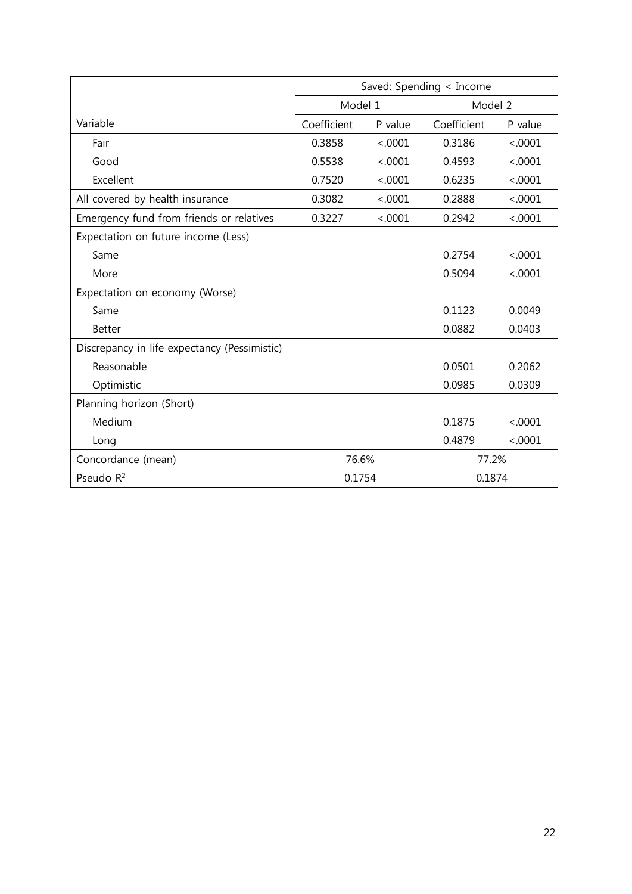| | Saved: Spending < Income | | | |
|---|---|---|---|---|
| | Model 1 | | Model 2 | |
| Variable | Coefficient | P value | Coefficient | P value |
| Fair | 0.3858 | <.0001 | 0.3186 | <.0001 |
| Good | 0.5538 | <.0001 | 0.4593 | <.0001 |
| Excellent | 0.7520 | <.0001 | 0.6235 | <.0001 |
| All covered by health insurance | 0.3082 | <.0001 | 0.2888 | <.0001 |
| Emergency fund from friends or relatives | 0.3227 | <.0001 | 0.2942 | <.0001 |
| Expectation on future income (Less) | | | | |
| Same | | | 0.2754 | <.0001 |
| More | | | 0.5094 | <.0001 |
| Expectation on economy (Worse) | | | | |
| Same | | | 0.1123 | 0.0049 |
| Better | | | 0.0882 | 0.0403 |
| Discrepancy in life expectancy (Pessimistic) | | | | |
| Reasonable | | | 0.0501 | 0.2062 |
| Optimistic | | | 0.0985 | 0.0309 |
| Planning horizon (Short) | | | | |
| Medium | | | 0.1875 | <.0001 |
| Long | | | 0.4879 | <.0001 |
| Concordance (mean) | 76.6% | | 77.2% | |
| Pseudo $R^2$ | 0.1754 | | 0.1874 | |